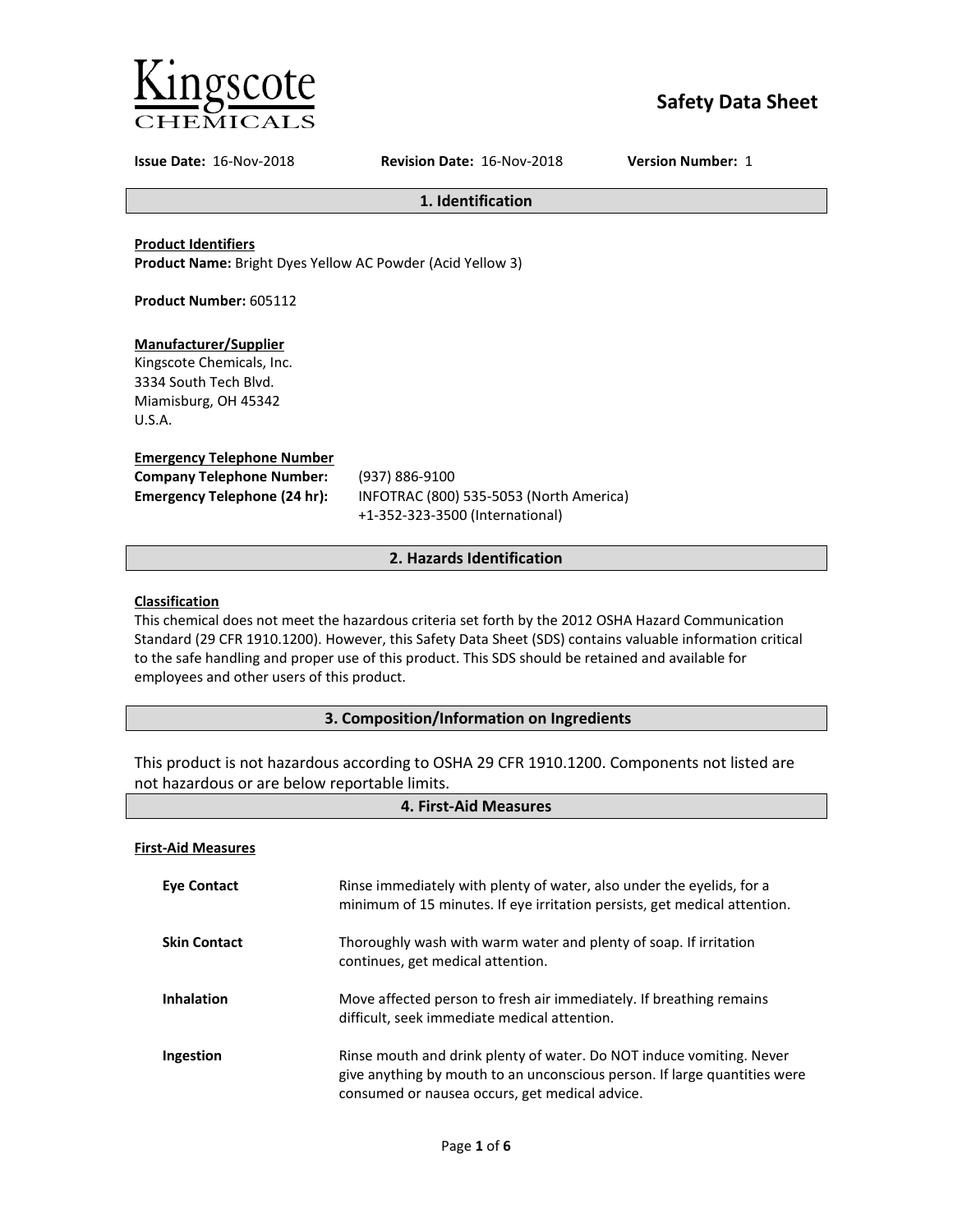Kingscote CHEMICALS

# Safety Data Sheet

**Issue Date:** 16-Nov-2018 **Revision Date:** 16-Nov-2018 **Version Number:** 1

## 1. Identification

**Product Identifiers**
**Product Name:** Bright Dyes Yellow AC Powder (Acid Yellow 3)

**Product Number:** 605112

**Manufacturer/Supplier**
Kingscote Chemicals, Inc.
3334 South Tech Blvd.
Miamisburg, OH 45342
U.S.A.

**Emergency Telephone Number**

**Company Telephone Number:** (937) 886-9100
**Emergency Telephone (24 hr):** INFOTRAC (800) 535-5053 (North America)
+1-352-323-3500 (International)

## 2. Hazards Identification

**Classification**
This chemical does not meet the hazardous criteria set forth by the 2012 OSHA Hazard Communication Standard (29 CFR 1910.1200). However, this Safety Data Sheet (SDS) contains valuable information critical to the safe handling and proper use of this product. This SDS should be retained and available for employees and other users of this product.

## 3. Composition/Information on Ingredients

This product is not hazardous according to OSHA 29 CFR 1910.1200. Components not listed are not hazardous or are below reportable limits.

## 4. First-Aid Measures

**First-Aid Measures**

**Eye Contact** Rinse immediately with plenty of water, also under the eyelids, for a minimum of 15 minutes. If eye irritation persists, get medical attention.

**Skin Contact** Thoroughly wash with warm water and plenty of soap. If irritation continues, get medical attention.

**Inhalation** Move affected person to fresh air immediately. If breathing remains difficult, seek immediate medical attention.

**Ingestion** Rinse mouth and drink plenty of water. Do NOT induce vomiting. Never give anything by mouth to an unconscious person. If large quantities were consumed or nausea occurs, get medical advice.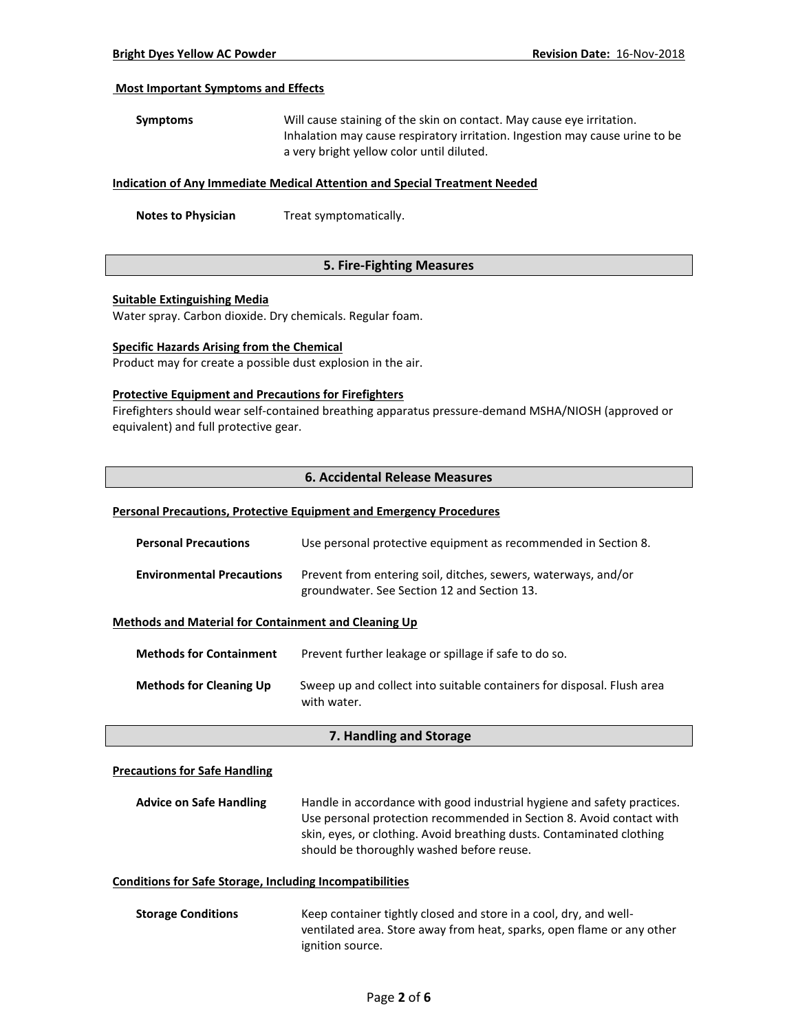#### Most Important Symptoms and Effects

**Symptoms** Will cause staining of the skin on contact. May cause eye irritation. Inhalation may cause respiratory irritation. Ingestion may cause urine to be a very bright yellow color until diluted.

#### Indication of Any Immediate Medical Attention and Special Treatment Needed

**Notes to Physician** Treat symptomatically.

## 5. Fire-Fighting Measures

#### Suitable Extinguishing Media

Water spray. Carbon dioxide. Dry chemicals. Regular foam.

#### Specific Hazards Arising from the Chemical

Product may for create a possible dust explosion in the air.

#### Protective Equipment and Precautions for Firefighters

Firefighters should wear self-contained breathing apparatus pressure-demand MSHA/NIOSH (approved or equivalent) and full protective gear.

## 6. Accidental Release Measures

#### Personal Precautions, Protective Equipment and Emergency Procedures

**Personal Precautions** Use personal protective equipment as recommended in Section 8.

**Environmental Precautions** Prevent from entering soil, ditches, sewers, waterways, and/or groundwater. See Section 12 and Section 13.

#### Methods and Material for Containment and Cleaning Up

**Methods for Containment** Prevent further leakage or spillage if safe to do so.

**Methods for Cleaning Up** Sweep up and collect into suitable containers for disposal. Flush area with water.

## 7. Handling and Storage

#### Precautions for Safe Handling

**Advice on Safe Handling** Handle in accordance with good industrial hygiene and safety practices. Use personal protection recommended in Section 8. Avoid contact with skin, eyes, or clothing. Avoid breathing dusts. Contaminated clothing should be thoroughly washed before reuse.

#### Conditions for Safe Storage, Including Incompatibilities

**Storage Conditions** Keep container tightly closed and store in a cool, dry, and well-ventilated area. Store away from heat, sparks, open flame or any other ignition source.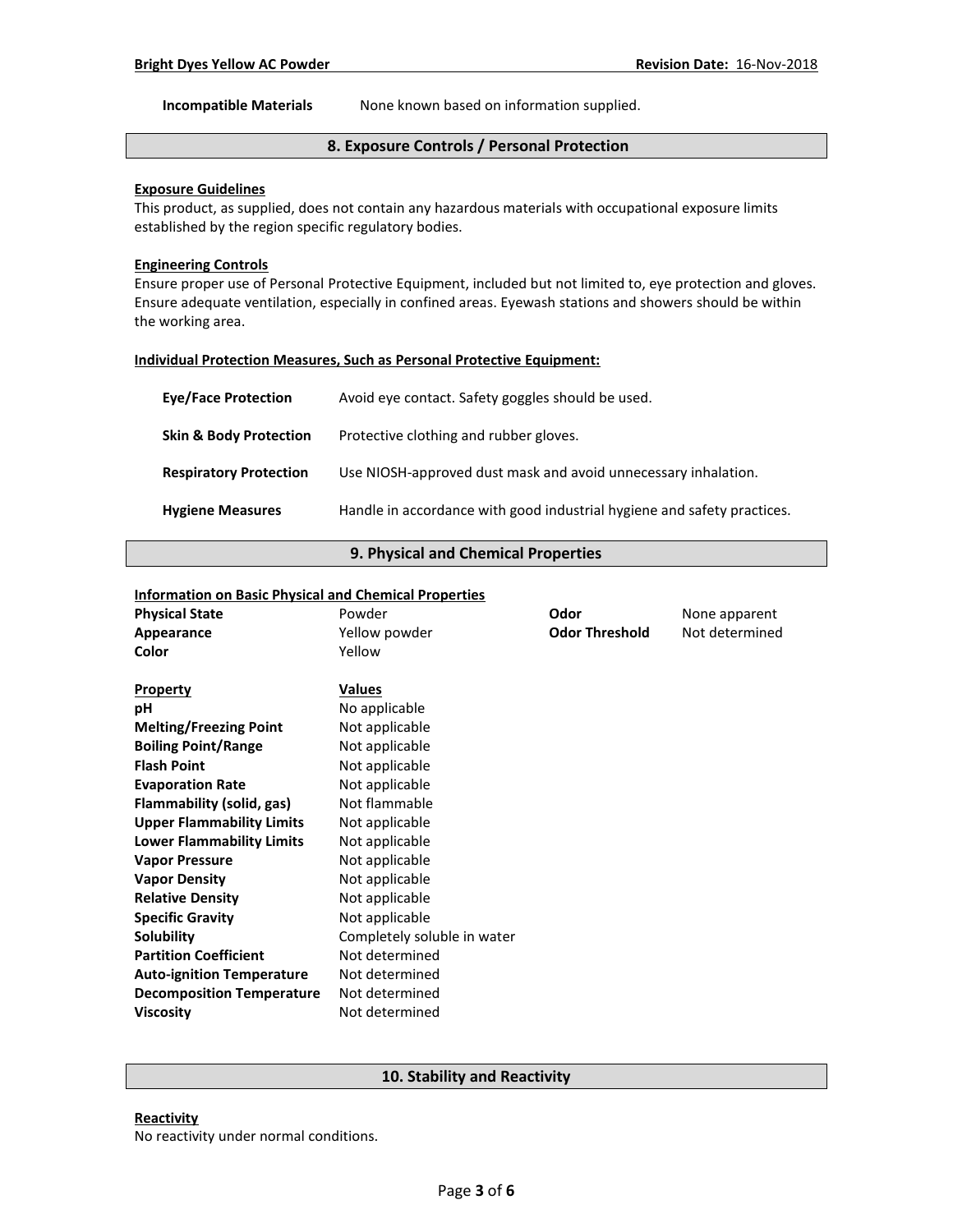| | |
|---|---|
| **Incompatible Materials** | None known based on information supplied. |

## 8. Exposure Controls / Personal Protection

**Exposure Guidelines**

This product, as supplied, does not contain any hazardous materials with occupational exposure limits established by the region specific regulatory bodies.

**Engineering Controls**

Ensure proper use of Personal Protective Equipment, included but not limited to, eye protection and gloves. Ensure adequate ventilation, especially in confined areas. Eyewash stations and showers should be within the working area.

**Individual Protection Measures, Such as Personal Protective Equipment:**

| | |
|---|---|
| **Eye/Face Protection** | Avoid eye contact. Safety goggles should be used. |
| **Skin & Body Protection** | Protective clothing and rubber gloves. |
| **Respiratory Protection** | Use NIOSH-approved dust mask and avoid unnecessary inhalation. |
| **Hygiene Measures** | Handle in accordance with good industrial hygiene and safety practices. |

## 9. Physical and Chemical Properties

**Information on Basic Physical and Chemical Properties**

| | | | |
|---|---|---|---|
| **Physical State** | Powder | **Odor** | None apparent |
| **Appearance** | Yellow powder | **Odor Threshold** | Not determined |
| **Color** | Yellow | | |

| Property | Values |
|---|---|
| **pH** | No applicable |
| **Melting/Freezing Point** | Not applicable |
| **Boiling Point/Range** | Not applicable |
| **Flash Point** | Not applicable |
| **Evaporation Rate** | Not applicable |
| **Flammability (solid, gas)** | Not flammable |
| **Upper Flammability Limits** | Not applicable |
| **Lower Flammability Limits** | Not applicable |
| **Vapor Pressure** | Not applicable |
| **Vapor Density** | Not applicable |
| **Relative Density** | Not applicable |
| **Specific Gravity** | Not applicable |
| **Solubility** | Completely soluble in water |
| **Partition Coefficient** | Not determined |
| **Auto-ignition Temperature** | Not determined |
| **Decomposition Temperature** | Not determined |
| **Viscosity** | Not determined |

## 10. Stability and Reactivity

**Reactivity**

No reactivity under normal conditions.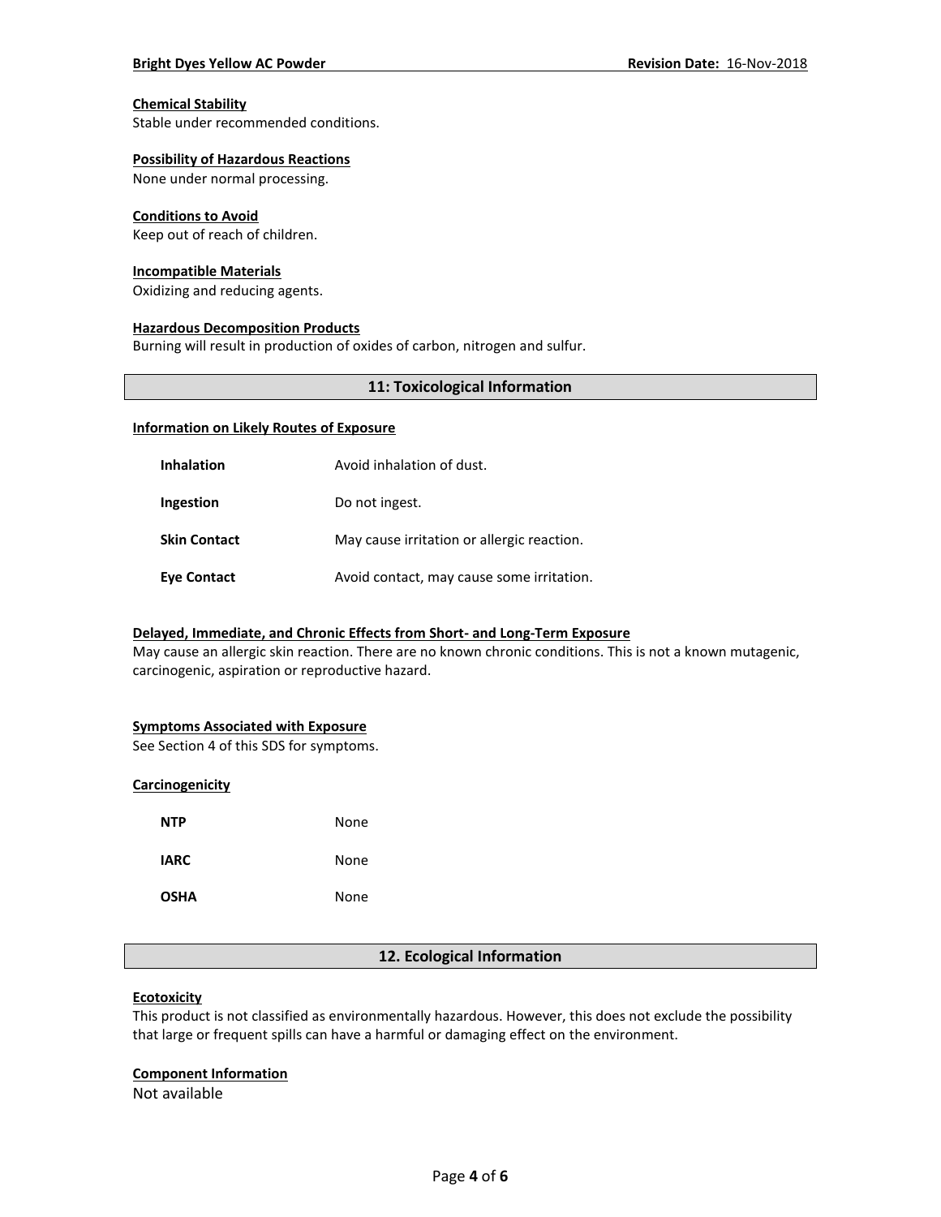#### Chemical Stability
Stable under recommended conditions.

#### Possibility of Hazardous Reactions
None under normal processing.

#### Conditions to Avoid
Keep out of reach of children.

#### Incompatible Materials
Oxidizing and reducing agents.

#### Hazardous Decomposition Products
Burning will result in production of oxides of carbon, nitrogen and sulfur.

## 11: Toxicological Information

#### Information on Likely Routes of Exposure

| | |
|---|---|
| **Inhalation** | Avoid inhalation of dust. |
| **Ingestion** | Do not ingest. |
| **Skin Contact** | May cause irritation or allergic reaction. |
| **Eye Contact** | Avoid contact, may cause some irritation. |

#### Delayed, Immediate, and Chronic Effects from Short- and Long-Term Exposure
May cause an allergic skin reaction. There are no known chronic conditions. This is not a known mutagenic, carcinogenic, aspiration or reproductive hazard.

#### Symptoms Associated with Exposure
See Section 4 of this SDS for symptoms.

#### Carcinogenicity

| | |
|---|---|
| **NTP** | None |
| **IARC** | None |
| **OSHA** | None |

## 12. Ecological Information

#### Ecotoxicity
This product is not classified as environmentally hazardous. However, this does not exclude the possibility that large or frequent spills can have a harmful or damaging effect on the environment.

#### Component Information
Not available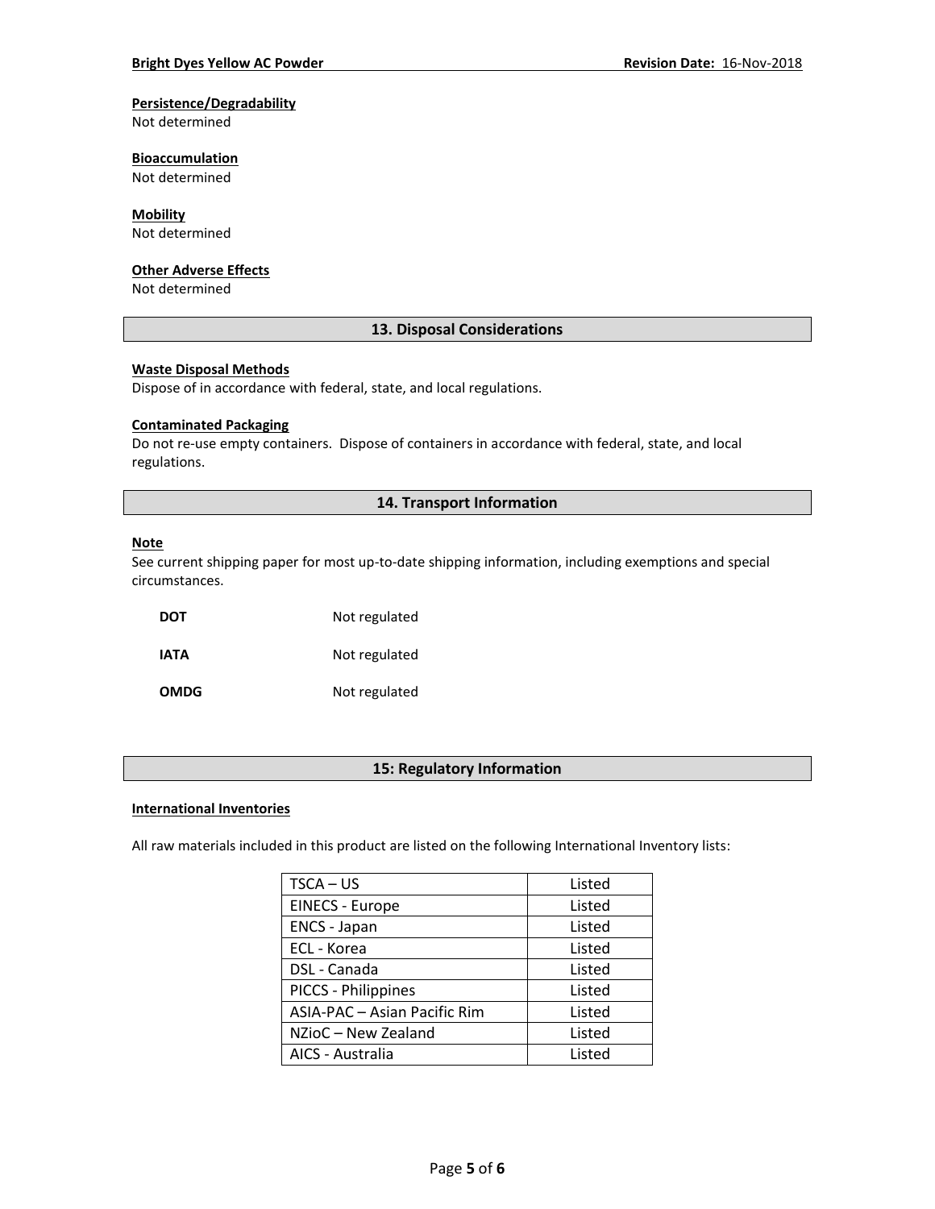**Persistence/Degradability**
Not determined

**Bioaccumulation**
Not determined

**Mobility**
Not determined

**Other Adverse Effects**
Not determined

## 13. Disposal Considerations

**Waste Disposal Methods**
Dispose of in accordance with federal, state, and local regulations.

**Contaminated Packaging**
Do not re-use empty containers. Dispose of containers in accordance with federal, state, and local regulations.

## 14. Transport Information

**Note**
See current shipping paper for most up-to-date shipping information, including exemptions and special circumstances.

| | |
|---|---|
| **DOT** | Not regulated |
| **IATA** | Not regulated |
| **OMDG** | Not regulated |

## 15: Regulatory Information

**International Inventories**

All raw materials included in this product are listed on the following International Inventory lists:

| | |
|---|---|
| TSCA – US | Listed |
| EINECS - Europe | Listed |
| ENCS - Japan | Listed |
| ECL - Korea | Listed |
| DSL - Canada | Listed |
| PICCS - Philippines | Listed |
| ASIA-PAC – Asian Pacific Rim | Listed |
| NZioC – New Zealand | Listed |
| AICS - Australia | Listed |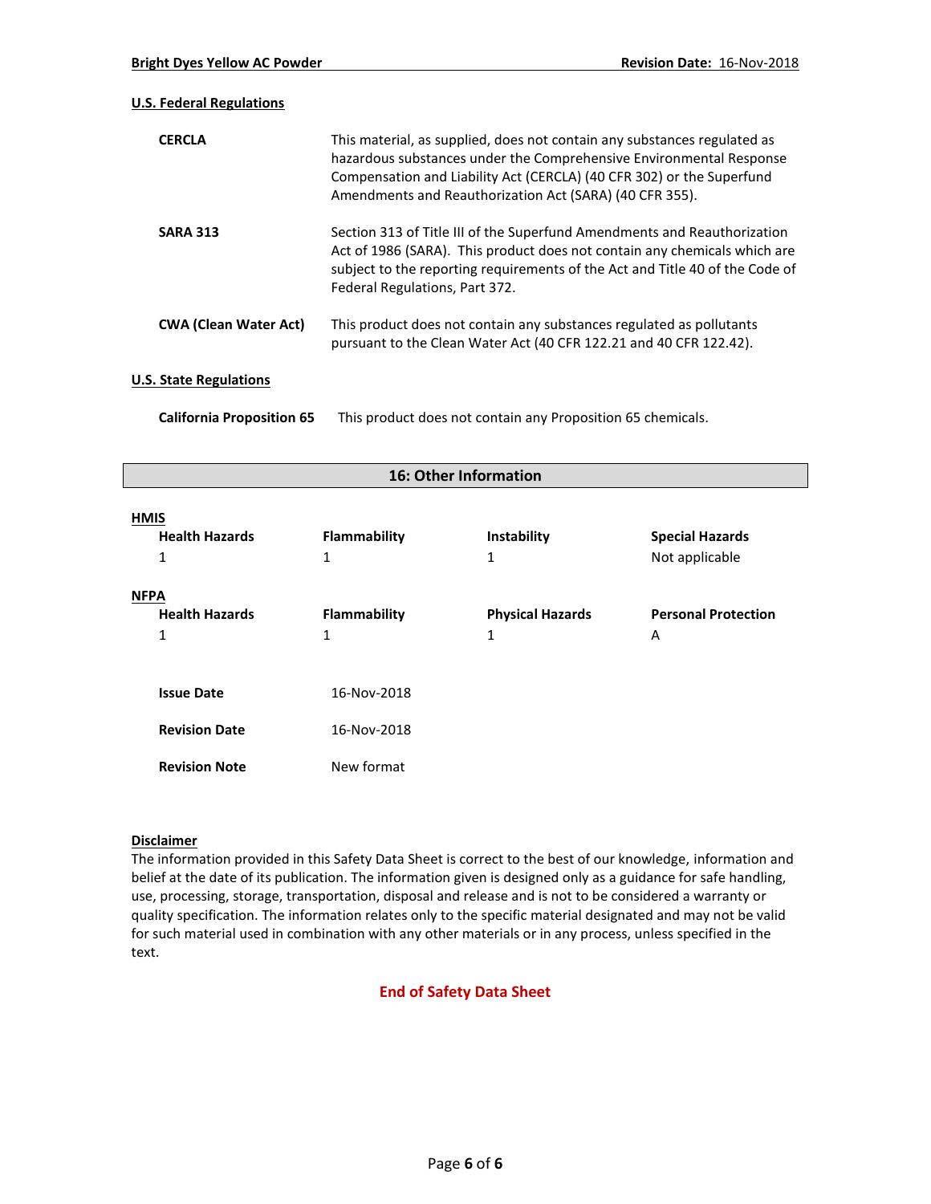**U.S. Federal Regulations**

| | |
|---|---|
| **CERCLA** | This material, as supplied, does not contain any substances regulated as hazardous substances under the Comprehensive Environmental Response Compensation and Liability Act (CERCLA) (40 CFR 302) or the Superfund Amendments and Reauthorization Act (SARA) (40 CFR 355). |
| **SARA 313** | Section 313 of Title III of the Superfund Amendments and Reauthorization Act of 1986 (SARA). This product does not contain any chemicals which are subject to the reporting requirements of the Act and Title 40 of the Code of Federal Regulations, Part 372. |
| **CWA (Clean Water Act)** | This product does not contain any substances regulated as pollutants pursuant to the Clean Water Act (40 CFR 122.21 and 40 CFR 122.42). |

**U.S. State Regulations**

**California Proposition 65** This product does not contain any Proposition 65 chemicals.

## 16: Other Information

**HMIS**

| Health Hazards | Flammability | Instability | Special Hazards |
|---|---|---|---|
| 1 | 1 | 1 | Not applicable |

**NFPA**

| Health Hazards | Flammability | Physical Hazards | Personal Protection |
|---|---|---|---|
| 1 | 1 | 1 | A |

| | |
|---|---|
| **Issue Date** | 16-Nov-2018 |
| **Revision Date** | 16-Nov-2018 |
| **Revision Note** | New format |

**Disclaimer**

The information provided in this Safety Data Sheet is correct to the best of our knowledge, information and belief at the date of its publication. The information given is designed only as a guidance for safe handling, use, processing, storage, transportation, disposal and release and is not to be considered a warranty or quality specification. The information relates only to the specific material designated and may not be valid for such material used in combination with any other materials or in any process, unless specified in the text.

**End of Safety Data Sheet**